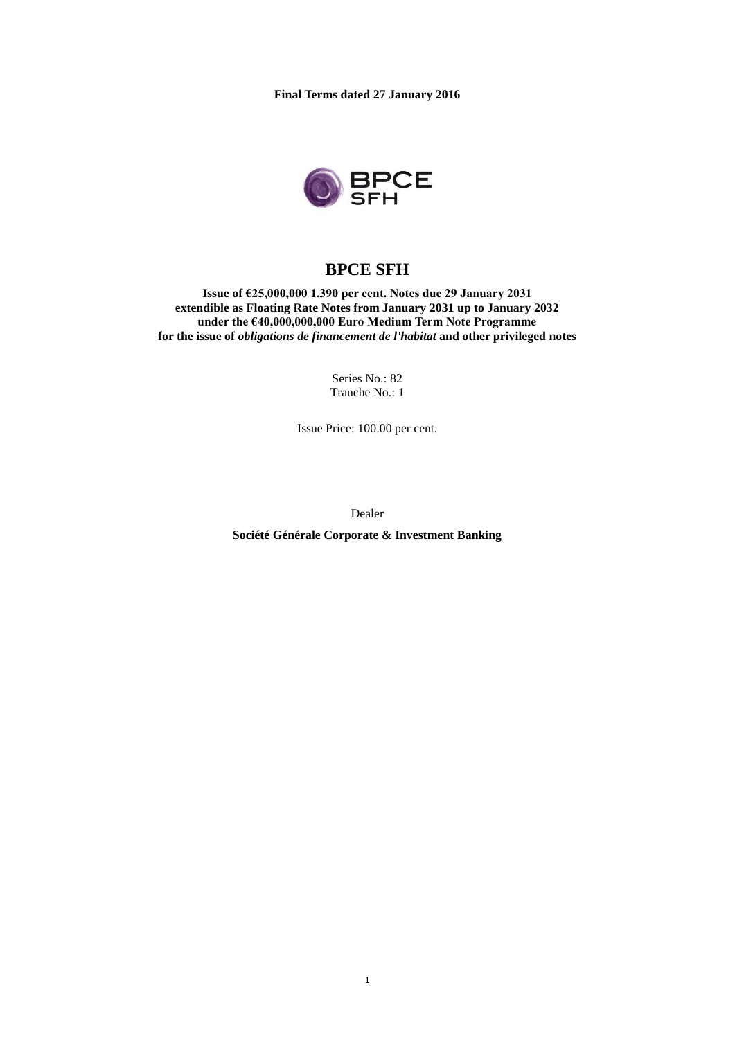**Final Terms dated 27 January 2016**

# BPCE SFH

**Issue of €25,000,000 1.390 per cent. Notes due 29 January 2031**
**extendible as Floating Rate Notes from January 2031 up to January 2032**
**under the €40,000,000,000 Euro Medium Term Note Programme**
**for the issue of *obligations de financement de l'habitat* and other privileged notes**

Series No.: 82
Tranche No.: 1

Issue Price: 100.00 per cent.

Dealer

**Société Générale Corporate & Investment Banking**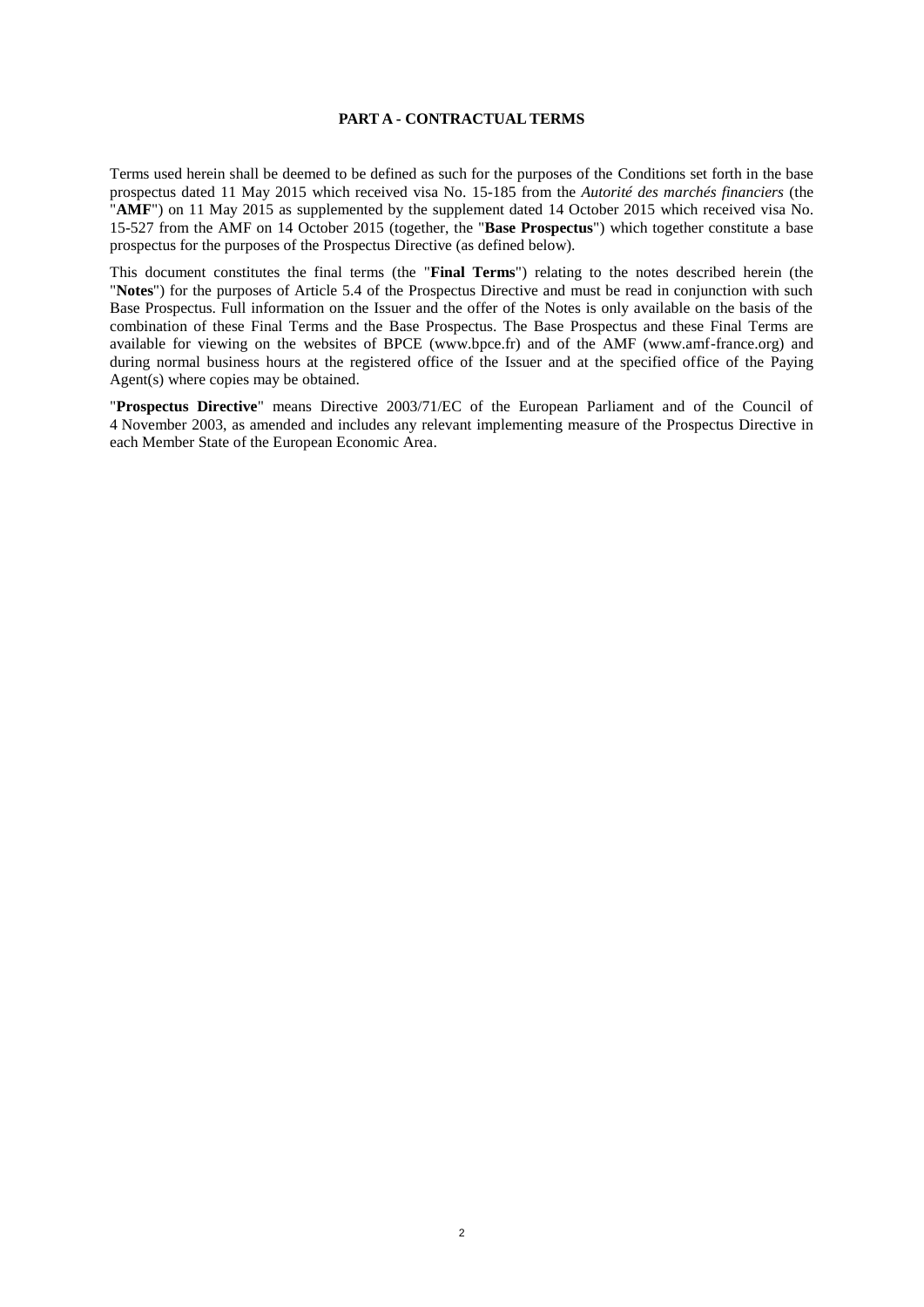## PART A - CONTRACTUAL TERMS

Terms used herein shall be deemed to be defined as such for the purposes of the Conditions set forth in the base prospectus dated 11 May 2015 which received visa No. 15-185 from the *Autorité des marchés financiers* (the "**AMF**") on 11 May 2015 as supplemented by the supplement dated 14 October 2015 which received visa No. 15-527 from the AMF on 14 October 2015 (together, the "**Base Prospectus**") which together constitute a base prospectus for the purposes of the Prospectus Directive (as defined below).

This document constitutes the final terms (the "**Final Terms**") relating to the notes described herein (the "**Notes**") for the purposes of Article 5.4 of the Prospectus Directive and must be read in conjunction with such Base Prospectus. Full information on the Issuer and the offer of the Notes is only available on the basis of the combination of these Final Terms and the Base Prospectus. The Base Prospectus and these Final Terms are available for viewing on the websites of BPCE (www.bpce.fr) and of the AMF (www.amf-france.org) and during normal business hours at the registered office of the Issuer and at the specified office of the Paying Agent(s) where copies may be obtained.

"**Prospectus Directive**" means Directive 2003/71/EC of the European Parliament and of the Council of 4 November 2003, as amended and includes any relevant implementing measure of the Prospectus Directive in each Member State of the European Economic Area.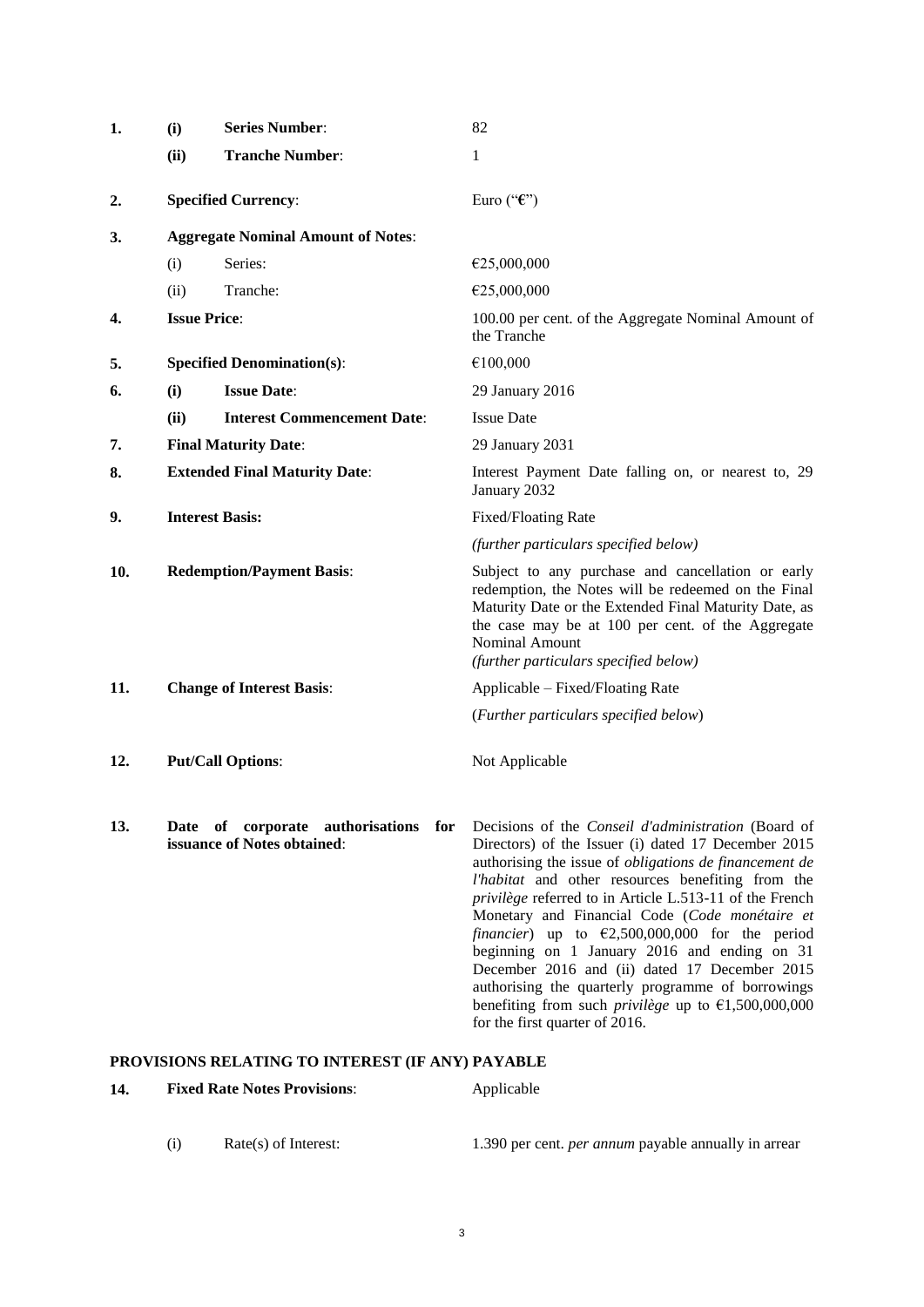| | | | |
|---|---|---|---|
| **1.** | **(i)** | **Series Number**: | 82 |
| | **(ii)** | **Tranche Number**: | 1 |
| **2.** | **Specified Currency**: | | Euro ("**€**") |
| **3.** | **Aggregate Nominal Amount of Notes**: | | |
| | (i) | Series: | €25,000,000 |
| | (ii) | Tranche: | €25,000,000 |
| **4.** | **Issue Price**: | | 100.00 per cent. of the Aggregate Nominal Amount of the Tranche |
| **5.** | **Specified Denomination(s)**: | | €100,000 |
| **6.** | **(i)** | **Issue Date**: | 29 January 2016 |
| | **(ii)** | **Interest Commencement Date**: | Issue Date |
| **7.** | **Final Maturity Date**: | | 29 January 2031 |
| **8.** | **Extended Final Maturity Date**: | | Interest Payment Date falling on, or nearest to, 29 January 2032 |
| **9.** | **Interest Basis:** | | Fixed/Floating Rate<br>*(further particulars specified below)* |
| **10.** | **Redemption/Payment Basis**: | | Subject to any purchase and cancellation or early redemption, the Notes will be redeemed on the Final Maturity Date or the Extended Final Maturity Date, as the case may be at 100 per cent. of the Aggregate Nominal Amount<br>*(further particulars specified below)* |
| **11.** | **Change of Interest Basis**: | | Applicable – Fixed/Floating Rate<br>(*Further particulars specified below*) |
| **12.** | **Put/Call Options**: | | Not Applicable |
| **13.** | **Date of corporate authorisations for issuance of Notes obtained**: | | Decisions of the *Conseil d'administration* (Board of Directors) of the Issuer (i) dated 17 December 2015 authorising the issue of *obligations de financement de l'habitat* and other resources benefiting from the *privilège* referred to in Article L.513-11 of the French Monetary and Financial Code (*Code monétaire et financier*) up to €2,500,000,000 for the period beginning on 1 January 2016 and ending on 31 December 2016 and (ii) dated 17 December 2015 authorising the quarterly programme of borrowings benefiting from such *privilège* up to €1,500,000,000 for the first quarter of 2016. |

## PROVISIONS RELATING TO INTEREST (IF ANY) PAYABLE

| | | | |
|---|---|---|---|
| **14.** | **Fixed Rate Notes Provisions**: | | Applicable |
| | (i) | Rate(s) of Interest: | 1.390 per cent. *per annum* payable annually in arrear |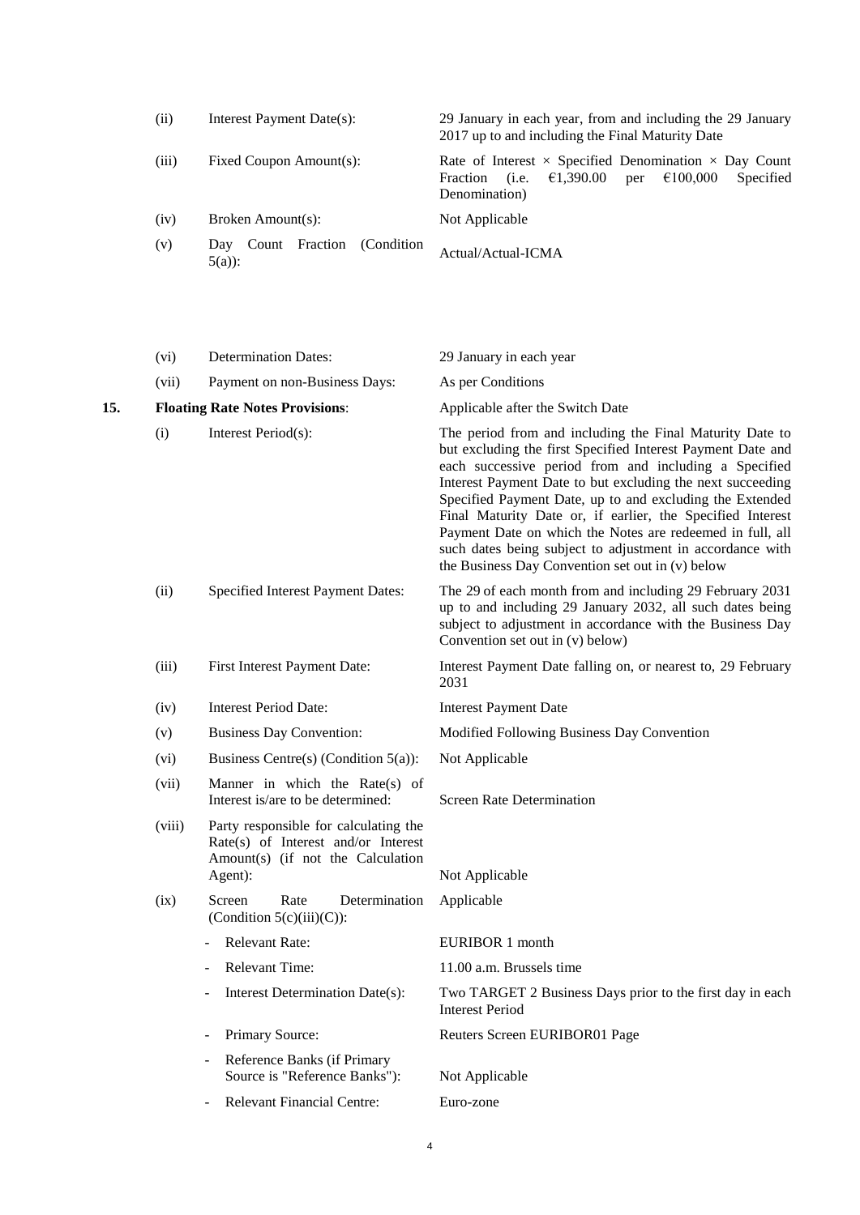| | | | |
|---|---|---|---|
| | (ii) | Interest Payment Date(s): | 29 January in each year, from and including the 29 January 2017 up to and including the Final Maturity Date |
| | (iii) | Fixed Coupon Amount(s): | Rate of Interest × Specified Denomination × Day Count Fraction (i.e. €1,390.00 per €100,000 Specified Denomination) |
| | (iv) | Broken Amount(s): | Not Applicable |
| | (v) | Day Count Fraction (Condition 5(a)): | Actual/Actual-ICMA |
| | (vi) | Determination Dates: | 29 January in each year |
| | (vii) | Payment on non-Business Days: | As per Conditions |
| **15.** | **Floating Rate Notes Provisions**: | | Applicable after the Switch Date |
| | (i) | Interest Period(s): | The period from and including the Final Maturity Date to but excluding the first Specified Interest Payment Date and each successive period from and including a Specified Interest Payment Date to but excluding the next succeeding Specified Payment Date, up to and excluding the Extended Final Maturity Date or, if earlier, the Specified Interest Payment Date on which the Notes are redeemed in full, all such dates being subject to adjustment in accordance with the Business Day Convention set out in (v) below |
| | (ii) | Specified Interest Payment Dates: | The 29 of each month from and including 29 February 2031 up to and including 29 January 2032, all such dates being subject to adjustment in accordance with the Business Day Convention set out in (v) below) |
| | (iii) | First Interest Payment Date: | Interest Payment Date falling on, or nearest to, 29 February 2031 |
| | (iv) | Interest Period Date: | Interest Payment Date |
| | (v) | Business Day Convention: | Modified Following Business Day Convention |
| | (vi) | Business Centre(s) (Condition 5(a)): | Not Applicable |
| | (vii) | Manner in which the Rate(s) of Interest is/are to be determined: | Screen Rate Determination |
| | (viii) | Party responsible for calculating the Rate(s) of Interest and/or Interest Amount(s) (if not the Calculation Agent): | Not Applicable |
| | (ix) | Screen Rate Determination (Condition 5(c)(iii)(C)): | Applicable |
| | | - Relevant Rate: | EURIBOR 1 month |
| | | - Relevant Time: | 11.00 a.m. Brussels time |
| | | - Interest Determination Date(s): | Two TARGET 2 Business Days prior to the first day in each Interest Period |
| | | - Primary Source: | Reuters Screen EURIBOR01 Page |
| | | - Reference Banks (if Primary Source is "Reference Banks"): | Not Applicable |
| | | - Relevant Financial Centre: | Euro-zone |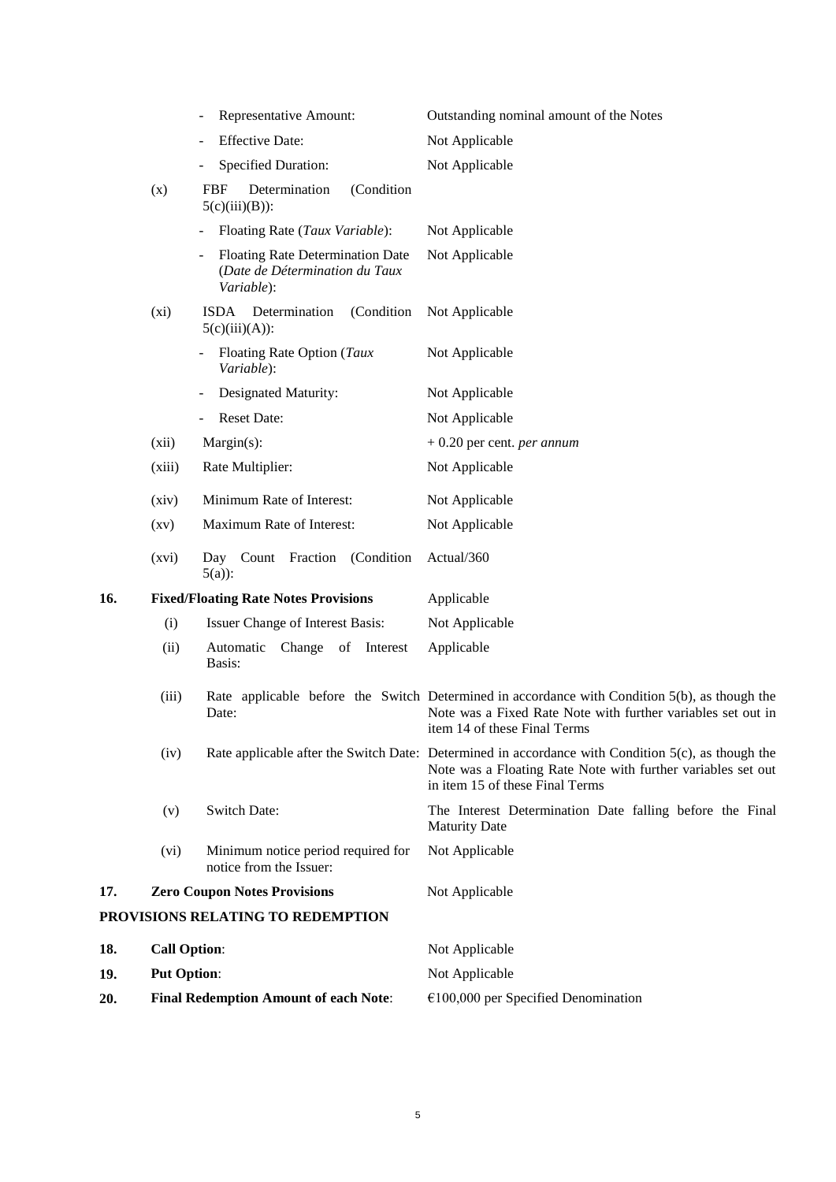| | | | |
|---|---|---|---|
| | | - Representative Amount: | Outstanding nominal amount of the Notes |
| | | - Effective Date: | Not Applicable |
| | | - Specified Duration: | Not Applicable |
| | (x) | FBF Determination (Condition 5(c)(iii)(B)): | |
| | | - Floating Rate (*Taux Variable*): | Not Applicable |
| | | - Floating Rate Determination Date (*Date de Détermination du Taux Variable*): | Not Applicable |
| | (xi) | ISDA Determination (Condition 5(c)(iii)(A)): | Not Applicable |
| | | - Floating Rate Option (*Taux Variable*): | Not Applicable |
| | | - Designated Maturity: | Not Applicable |
| | | - Reset Date: | Not Applicable |
| | (xii) | Margin(s): | + 0.20 per cent. *per annum* |
| | (xiii) | Rate Multiplier: | Not Applicable |
| | (xiv) | Minimum Rate of Interest: | Not Applicable |
| | (xv) | Maximum Rate of Interest: | Not Applicable |
| | (xvi) | Day Count Fraction (Condition 5(a)): | Actual/360 |
| **16.** | **Fixed/Floating Rate Notes Provisions** | | Applicable |
| | (i) | Issuer Change of Interest Basis: | Not Applicable |
| | (ii) | Automatic Change of Interest Basis: | Applicable |
| | (iii) | Rate applicable before the Switch Date: | Determined in accordance with Condition 5(b), as though the Note was a Fixed Rate Note with further variables set out in item 14 of these Final Terms |
| | (iv) | Rate applicable after the Switch Date: | Determined in accordance with Condition 5(c), as though the Note was a Floating Rate Note with further variables set out in item 15 of these Final Terms |
| | (v) | Switch Date: | The Interest Determination Date falling before the Final Maturity Date |
| | (vi) | Minimum notice period required for notice from the Issuer: | Not Applicable |
| **17.** | **Zero Coupon Notes Provisions** | | Not Applicable |

**PROVISIONS RELATING TO REDEMPTION**

| | | |
|---|---|---|
| **18.** | **Call Option**: | Not Applicable |
| **19.** | **Put Option**: | Not Applicable |
| **20.** | **Final Redemption Amount of each Note**: | €100,000 per Specified Denomination |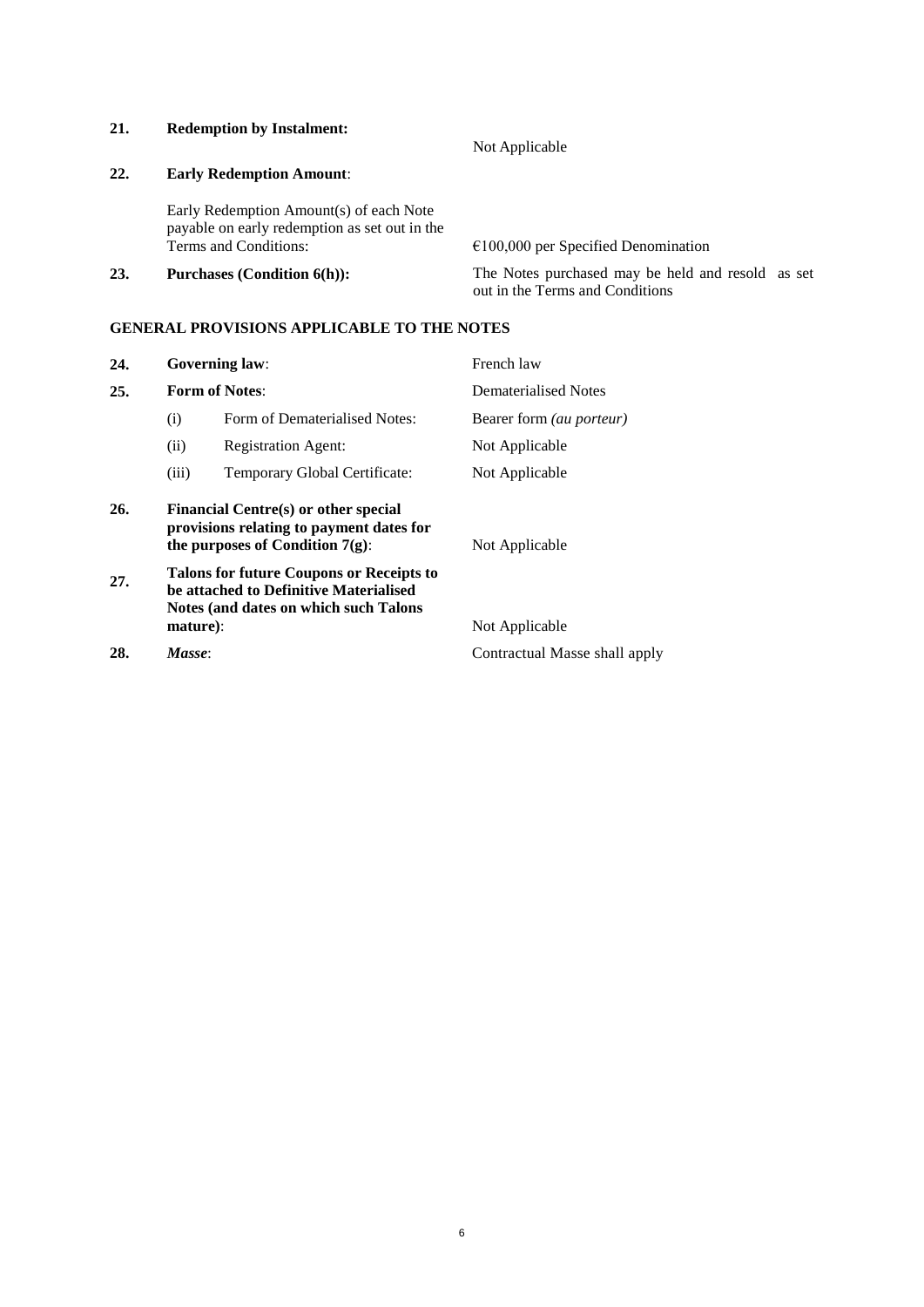| | | | |
|---|---|---|---|
| **21.** | **Redemption by Instalment:** | | Not Applicable |
| **22.** | **Early Redemption Amount**: | | |
| | Early Redemption Amount(s) of each Note payable on early redemption as set out in the Terms and Conditions: | | €100,000 per Specified Denomination |
| **23.** | **Purchases (Condition 6(h)):** | | The Notes purchased may be held and resold as set out in the Terms and Conditions |

## GENERAL PROVISIONS APPLICABLE TO THE NOTES

| | | | |
|---|---|---|---|
| **24.** | **Governing law**: | | French law |
| **25.** | **Form of Notes**: | | Dematerialised Notes |
| | (i) | Form of Dematerialised Notes: | Bearer form *(au porteur)* |
| | (ii) | Registration Agent: | Not Applicable |
| | (iii) | Temporary Global Certificate: | Not Applicable |
| **26.** | **Financial Centre(s) or other special provisions relating to payment dates for the purposes of Condition 7(g)**: | | Not Applicable |
| **27.** | **Talons for future Coupons or Receipts to be attached to Definitive Materialised Notes (and dates on which such Talons mature)**: | | Not Applicable |
| **28.** | ***Masse***: | | Contractual Masse shall apply |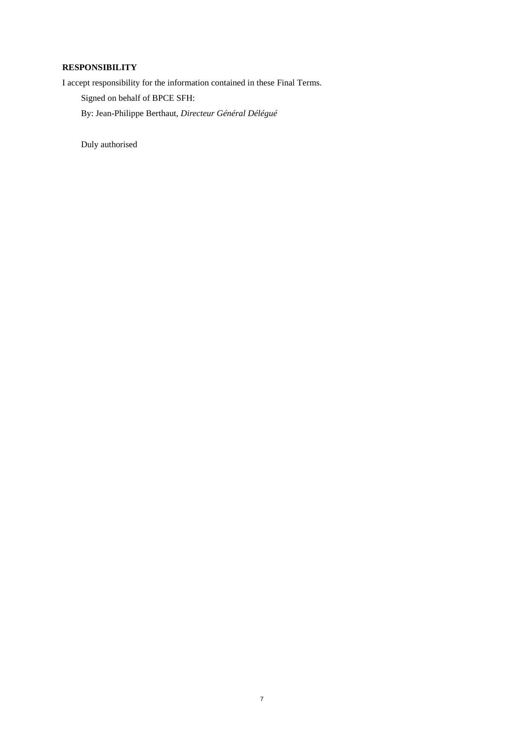**RESPONSIBILITY**

I accept responsibility for the information contained in these Final Terms.

Signed on behalf of BPCE SFH:

By: Jean-Philippe Berthaut, *Directeur Général Délégué*

Duly authorised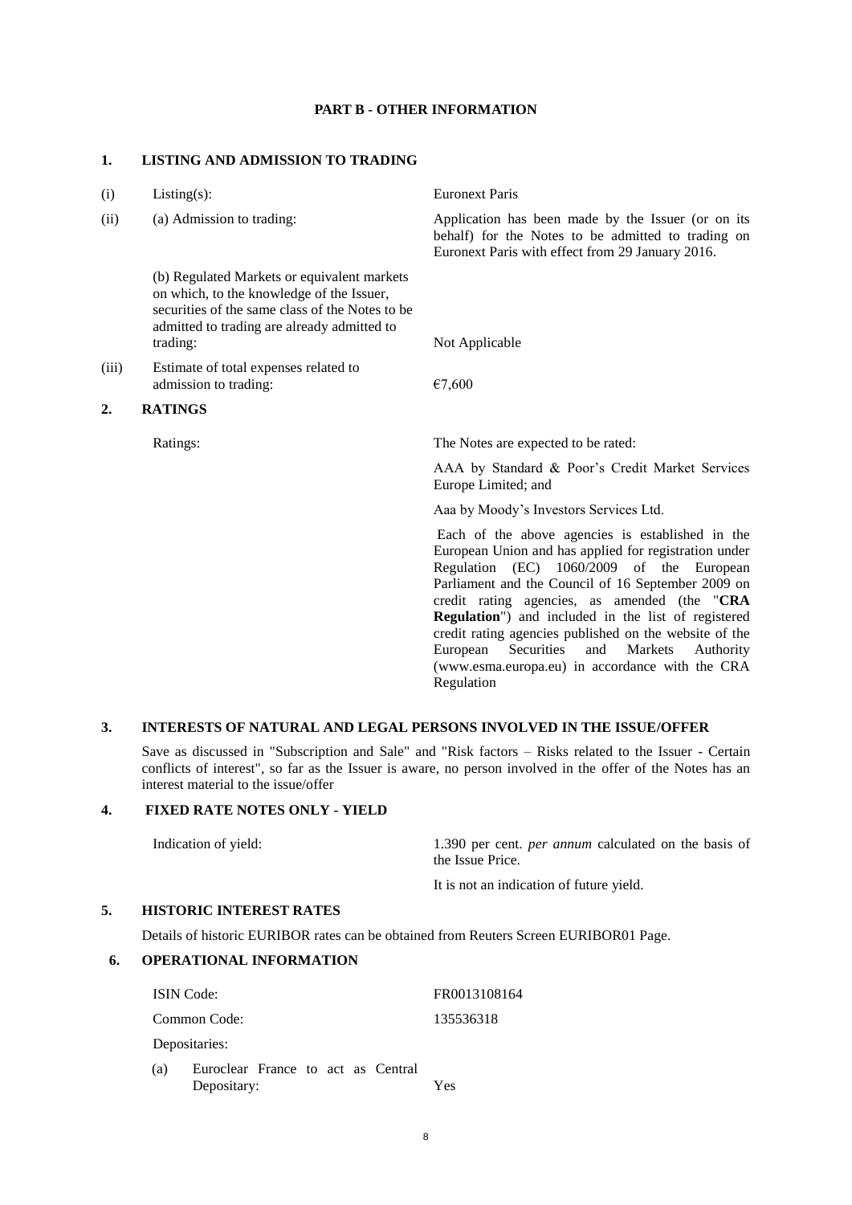## PART B - OTHER INFORMATION

### 1. LISTING AND ADMISSION TO TRADING

| | | |
|---|---|---|
| (i) | Listing(s): | Euronext Paris |
| (ii) | (a) Admission to trading: | Application has been made by the Issuer (or on its behalf) for the Notes to be admitted to trading on Euronext Paris with effect from 29 January 2016. |
| | (b) Regulated Markets or equivalent markets on which, to the knowledge of the Issuer, securities of the same class of the Notes to be admitted to trading are already admitted to trading: | Not Applicable |
| (iii) | Estimate of total expenses related to admission to trading: | €7,600 |

### 2. RATINGS

| | |
|---|---|
| Ratings: | The Notes are expected to be rated: |
| | AAA by Standard & Poor's Credit Market Services Europe Limited; and |
| | Aaa by Moody's Investors Services Ltd. |
| | Each of the above agencies is established in the European Union and has applied for registration under Regulation (EC) 1060/2009 of the European Parliament and the Council of 16 September 2009 on credit rating agencies, as amended (the "**CRA Regulation**") and included in the list of registered credit rating agencies published on the website of the European Securities and Markets Authority (www.esma.europa.eu) in accordance with the CRA Regulation |

### 3. INTERESTS OF NATURAL AND LEGAL PERSONS INVOLVED IN THE ISSUE/OFFER

Save as discussed in "Subscription and Sale" and "Risk factors – Risks related to the Issuer - Certain conflicts of interest", so far as the Issuer is aware, no person involved in the offer of the Notes has an interest material to the issue/offer

### 4. FIXED RATE NOTES ONLY - YIELD

| | |
|---|---|
| Indication of yield: | 1.390 per cent. *per annum* calculated on the basis of the Issue Price. |
| | It is not an indication of future yield. |

### 5. HISTORIC INTEREST RATES

Details of historic EURIBOR rates can be obtained from Reuters Screen EURIBOR01 Page.

### 6. OPERATIONAL INFORMATION

| | |
|---|---|
| ISIN Code: | FR0013108164 |
| Common Code: | 135536318 |
| Depositaries: | |
| (a) Euroclear France to act as Central Depositary: | Yes |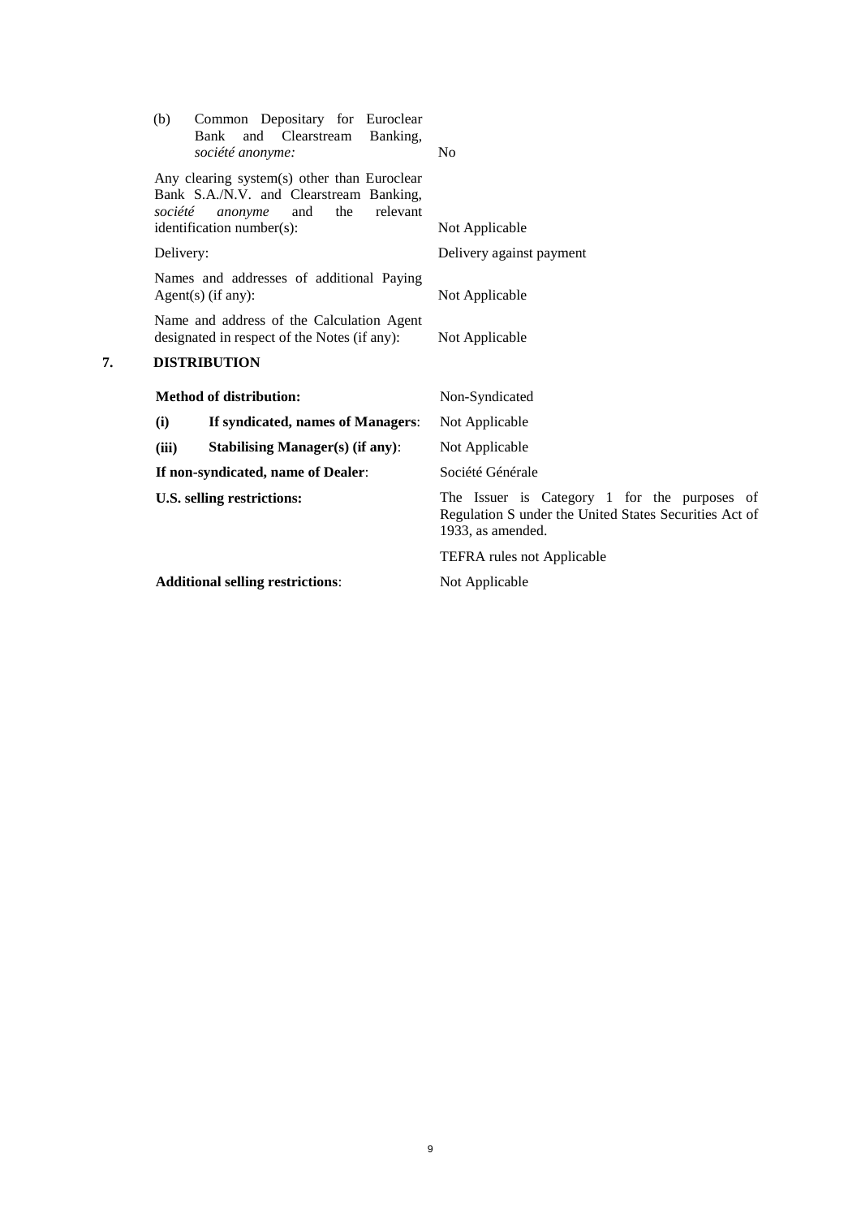| | |
|---|---|
| (b) Common Depositary for Euroclear Bank and Clearstream Banking, *société anonyme:* | No |
| Any clearing system(s) other than Euroclear Bank S.A./N.V. and Clearstream Banking, *société anonyme* and the relevant identification number(s): | Not Applicable |
| Delivery: | Delivery against payment |
| Names and addresses of additional Paying Agent(s) (if any): | Not Applicable |
| Name and address of the Calculation Agent designated in respect of the Notes (if any): | Not Applicable |

## 7. DISTRIBUTION

| | |
|---|---|
| **Method of distribution:** | Non-Syndicated |
| **(i) If syndicated, names of Managers**: | Not Applicable |
| **(iii) Stabilising Manager(s) (if any)**: | Not Applicable |
| **If non-syndicated, name of Dealer**: | Société Générale |
| **U.S. selling restrictions:** | The Issuer is Category 1 for the purposes of Regulation S under the United States Securities Act of 1933, as amended.<br><br>TEFRA rules not Applicable |
| **Additional selling restrictions**: | Not Applicable |